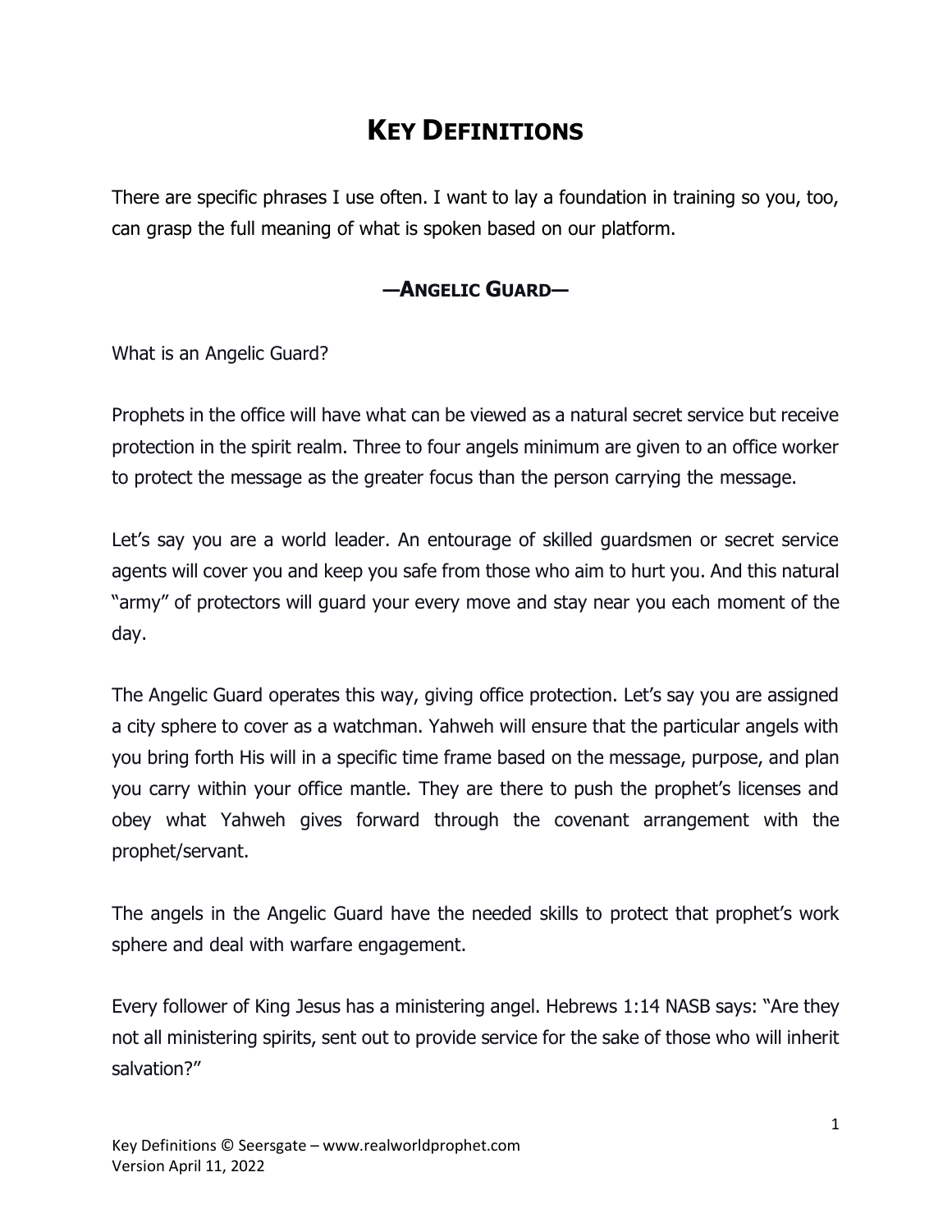# KEY DEFINITIONS

There are specific phrases I use often. I want to lay a foundation in training so you, too, can grasp the full meaning of what is spoken based on our platform.

## —ANGELIC GUARD—

What is an Angelic Guard?

Prophets in the office will have what can be viewed as a natural secret service but receive protection in the spirit realm. Three to four angels minimum are given to an office worker to protect the message as the greater focus than the person carrying the message.

Let's say you are a world leader. An entourage of skilled guardsmen or secret service agents will cover you and keep you safe from those who aim to hurt you. And this natural "army" of protectors will guard your every move and stay near you each moment of the day.

The Angelic Guard operates this way, giving office protection. Let's say you are assigned a city sphere to cover as a watchman. Yahweh will ensure that the particular angels with you bring forth His will in a specific time frame based on the message, purpose, and plan you carry within your office mantle. They are there to push the prophet's licenses and obey what Yahweh gives forward through the covenant arrangement with the prophet/servant.

The angels in the Angelic Guard have the needed skills to protect that prophet's work sphere and deal with warfare engagement.

Every follower of King Jesus has a ministering angel. Hebrews 1:14 NASB says: "Are they not all ministering spirits, sent out to provide service for the sake of those who will inherit salvation?"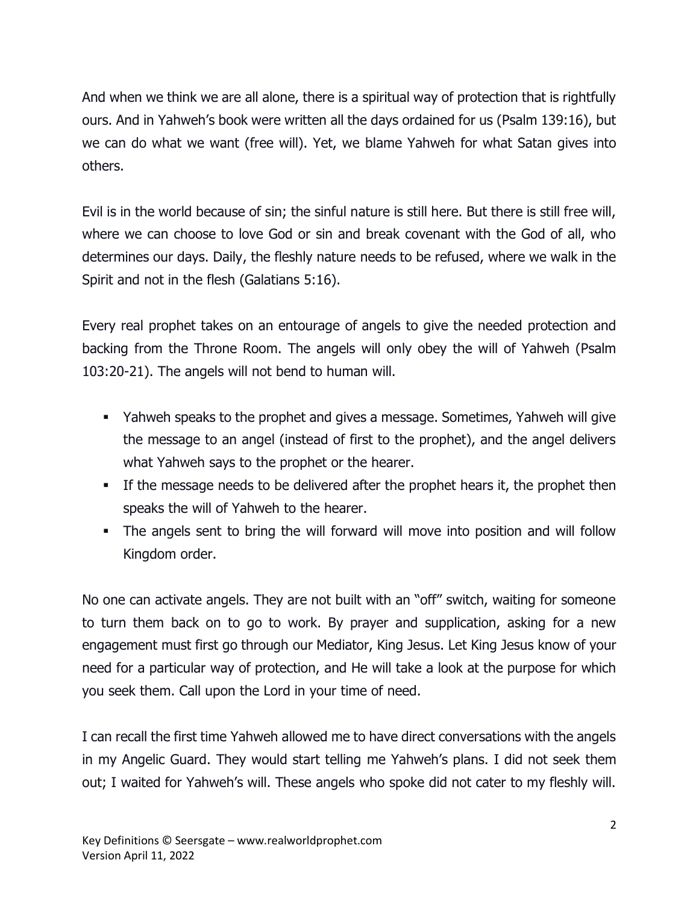And when we think we are all alone, there is a spiritual way of protection that is rightfully ours. And in Yahweh's book were written all the days ordained for us (Psalm 139:16), but we can do what we want (free will). Yet, we blame Yahweh for what Satan gives into others.

Evil is in the world because of sin; the sinful nature is still here. But there is still free will, where we can choose to love God or sin and break covenant with the God of all, who determines our days. Daily, the fleshly nature needs to be refused, where we walk in the Spirit and not in the flesh (Galatians 5:16).

Every real prophet takes on an entourage of angels to give the needed protection and backing from the Throne Room. The angels will only obey the will of Yahweh (Psalm 103:20-21). The angels will not bend to human will.

- Yahweh speaks to the prophet and gives a message. Sometimes, Yahweh will give the message to an angel (instead of first to the prophet), and the angel delivers what Yahweh says to the prophet or the hearer.
- If the message needs to be delivered after the prophet hears it, the prophet then speaks the will of Yahweh to the hearer.
- The angels sent to bring the will forward will move into position and will follow Kingdom order.

No one can activate angels. They are not built with an "off" switch, waiting for someone to turn them back on to go to work. By prayer and supplication, asking for a new engagement must first go through our Mediator, King Jesus. Let King Jesus know of your need for a particular way of protection, and He will take a look at the purpose for which you seek them. Call upon the Lord in your time of need.

I can recall the first time Yahweh allowed me to have direct conversations with the angels in my Angelic Guard. They would start telling me Yahweh's plans. I did not seek them out; I waited for Yahweh's will. These angels who spoke did not cater to my fleshly will.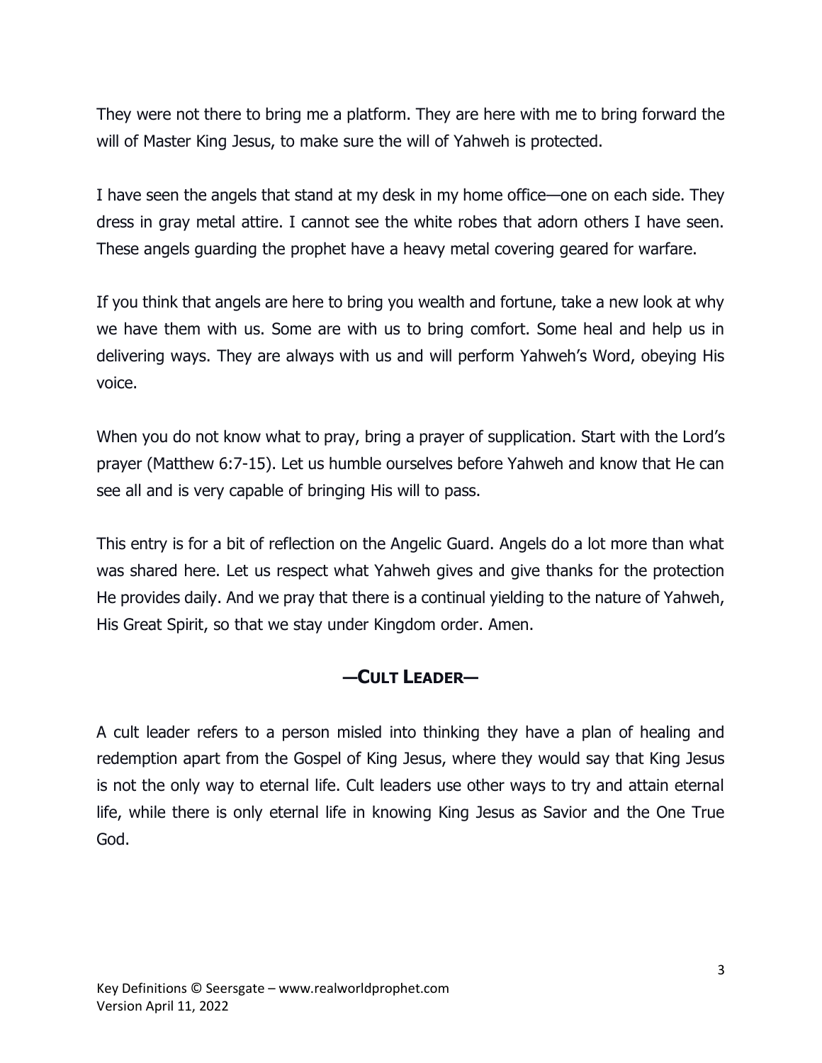They were not there to bring me a platform. They are here with me to bring forward the will of Master King Jesus, to make sure the will of Yahweh is protected.

I have seen the angels that stand at my desk in my home office—one on each side. They dress in gray metal attire. I cannot see the white robes that adorn others I have seen. These angels guarding the prophet have a heavy metal covering geared for warfare.

If you think that angels are here to bring you wealth and fortune, take a new look at why we have them with us. Some are with us to bring comfort. Some heal and help us in delivering ways. They are always with us and will perform Yahweh's Word, obeying His voice.

When you do not know what to pray, bring a prayer of supplication. Start with the Lord's prayer (Matthew 6:7-15). Let us humble ourselves before Yahweh and know that He can see all and is very capable of bringing His will to pass.

This entry is for a bit of reflection on the Angelic Guard. Angels do a lot more than what was shared here. Let us respect what Yahweh gives and give thanks for the protection He provides daily. And we pray that there is a continual yielding to the nature of Yahweh, His Great Spirit, so that we stay under Kingdom order. Amen.

## —CULT LEADER—

A cult leader refers to a person misled into thinking they have a plan of healing and redemption apart from the Gospel of King Jesus, where they would say that King Jesus is not the only way to eternal life. Cult leaders use other ways to try and attain eternal life, while there is only eternal life in knowing King Jesus as Savior and the One True God.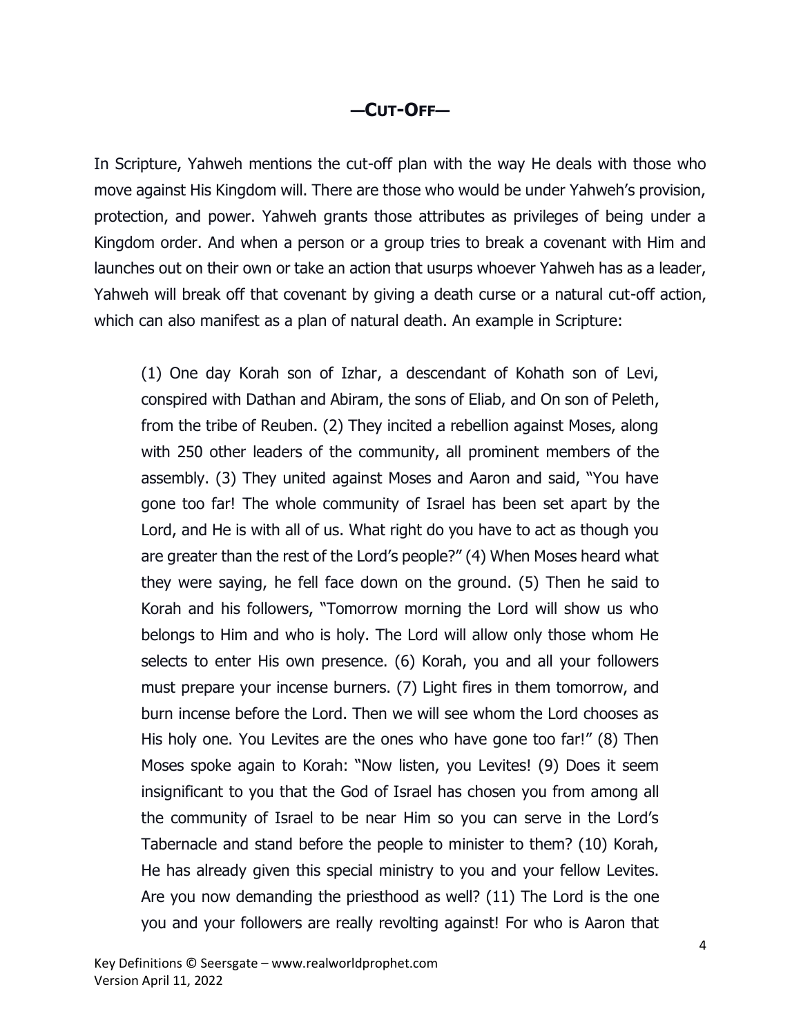## —Cut-Off—

In Scripture, Yahweh mentions the cut-off plan with the way He deals with those who move against His Kingdom will. There are those who would be under Yahweh's provision, protection, and power. Yahweh grants those attributes as privileges of being under a Kingdom order. And when a person or a group tries to break a covenant with Him and launches out on their own or take an action that usurps whoever Yahweh has as a leader, Yahweh will break off that covenant by giving a death curse or a natural cut-off action, which can also manifest as a plan of natural death. An example in Scripture:

> (1) One day Korah son of Izhar, a descendant of Kohath son of Levi, conspired with Dathan and Abiram, the sons of Eliab, and On son of Peleth, from the tribe of Reuben. (2) They incited a rebellion against Moses, along with 250 other leaders of the community, all prominent members of the assembly. (3) They united against Moses and Aaron and said, "You have gone too far! The whole community of Israel has been set apart by the Lord, and He is with all of us. What right do you have to act as though you are greater than the rest of the Lord's people?" (4) When Moses heard what they were saying, he fell face down on the ground. (5) Then he said to Korah and his followers, "Tomorrow morning the Lord will show us who belongs to Him and who is holy. The Lord will allow only those whom He selects to enter His own presence. (6) Korah, you and all your followers must prepare your incense burners. (7) Light fires in them tomorrow, and burn incense before the Lord. Then we will see whom the Lord chooses as His holy one. You Levites are the ones who have gone too far!" (8) Then Moses spoke again to Korah: "Now listen, you Levites! (9) Does it seem insignificant to you that the God of Israel has chosen you from among all the community of Israel to be near Him so you can serve in the Lord's Tabernacle and stand before the people to minister to them? (10) Korah, He has already given this special ministry to you and your fellow Levites. Are you now demanding the priesthood as well? (11) The Lord is the one you and your followers are really revolting against! For who is Aaron that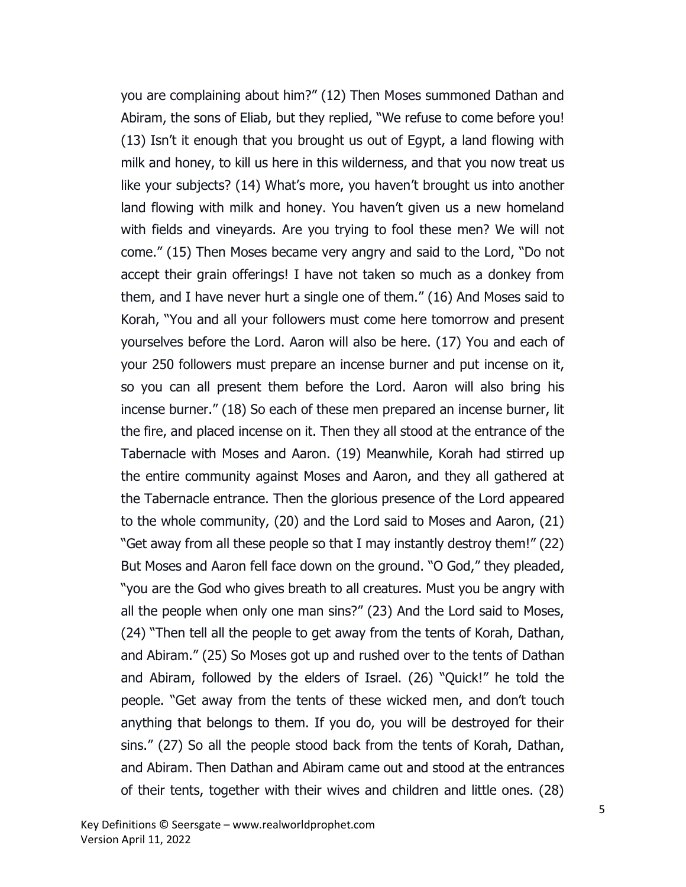you are complaining about him?" (12) Then Moses summoned Dathan and Abiram, the sons of Eliab, but they replied, "We refuse to come before you! (13) Isn't it enough that you brought us out of Egypt, a land flowing with milk and honey, to kill us here in this wilderness, and that you now treat us like your subjects? (14) What's more, you haven't brought us into another land flowing with milk and honey. You haven't given us a new homeland with fields and vineyards. Are you trying to fool these men? We will not come." (15) Then Moses became very angry and said to the Lord, "Do not accept their grain offerings! I have not taken so much as a donkey from them, and I have never hurt a single one of them." (16) And Moses said to Korah, "You and all your followers must come here tomorrow and present yourselves before the Lord. Aaron will also be here. (17) You and each of your 250 followers must prepare an incense burner and put incense on it, so you can all present them before the Lord. Aaron will also bring his incense burner." (18) So each of these men prepared an incense burner, lit the fire, and placed incense on it. Then they all stood at the entrance of the Tabernacle with Moses and Aaron. (19) Meanwhile, Korah had stirred up the entire community against Moses and Aaron, and they all gathered at the Tabernacle entrance. Then the glorious presence of the Lord appeared to the whole community, (20) and the Lord said to Moses and Aaron, (21) "Get away from all these people so that I may instantly destroy them!" (22) But Moses and Aaron fell face down on the ground. "O God," they pleaded, "you are the God who gives breath to all creatures. Must you be angry with all the people when only one man sins?" (23) And the Lord said to Moses, (24) "Then tell all the people to get away from the tents of Korah, Dathan, and Abiram." (25) So Moses got up and rushed over to the tents of Dathan and Abiram, followed by the elders of Israel. (26) "Quick!" he told the people. "Get away from the tents of these wicked men, and don't touch anything that belongs to them. If you do, you will be destroyed for their sins." (27) So all the people stood back from the tents of Korah, Dathan, and Abiram. Then Dathan and Abiram came out and stood at the entrances of their tents, together with their wives and children and little ones. (28)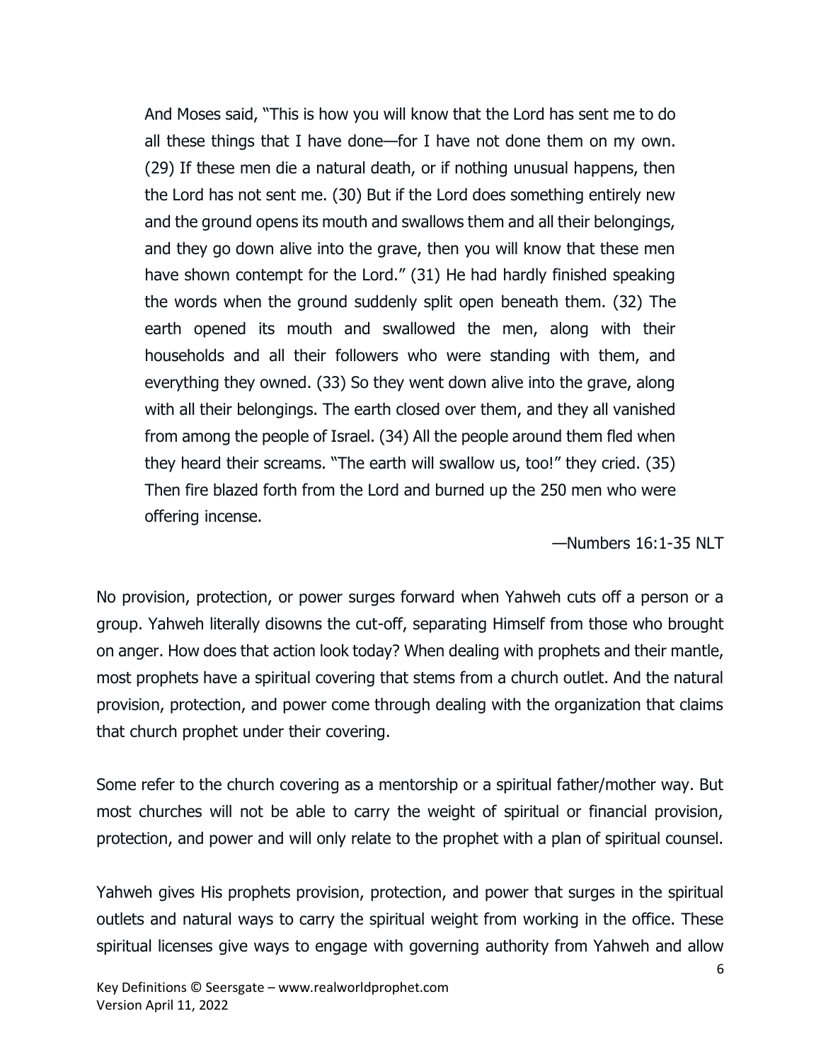> And Moses said, "This is how you will know that the Lord has sent me to do all these things that I have done—for I have not done them on my own. (29) If these men die a natural death, or if nothing unusual happens, then the Lord has not sent me. (30) But if the Lord does something entirely new and the ground opens its mouth and swallows them and all their belongings, and they go down alive into the grave, then you will know that these men have shown contempt for the Lord." (31) He had hardly finished speaking the words when the ground suddenly split open beneath them. (32) The earth opened its mouth and swallowed the men, along with their households and all their followers who were standing with them, and everything they owned. (33) So they went down alive into the grave, along with all their belongings. The earth closed over them, and they all vanished from among the people of Israel. (34) All the people around them fled when they heard their screams. "The earth will swallow us, too!" they cried. (35) Then fire blazed forth from the Lord and burned up the 250 men who were offering incense.
>
> —Numbers 16:1-35 NLT

No provision, protection, or power surges forward when Yahweh cuts off a person or a group. Yahweh literally disowns the cut-off, separating Himself from those who brought on anger. How does that action look today? When dealing with prophets and their mantle, most prophets have a spiritual covering that stems from a church outlet. And the natural provision, protection, and power come through dealing with the organization that claims that church prophet under their covering.

Some refer to the church covering as a mentorship or a spiritual father/mother way. But most churches will not be able to carry the weight of spiritual or financial provision, protection, and power and will only relate to the prophet with a plan of spiritual counsel.

Yahweh gives His prophets provision, protection, and power that surges in the spiritual outlets and natural ways to carry the spiritual weight from working in the office. These spiritual licenses give ways to engage with governing authority from Yahweh and allow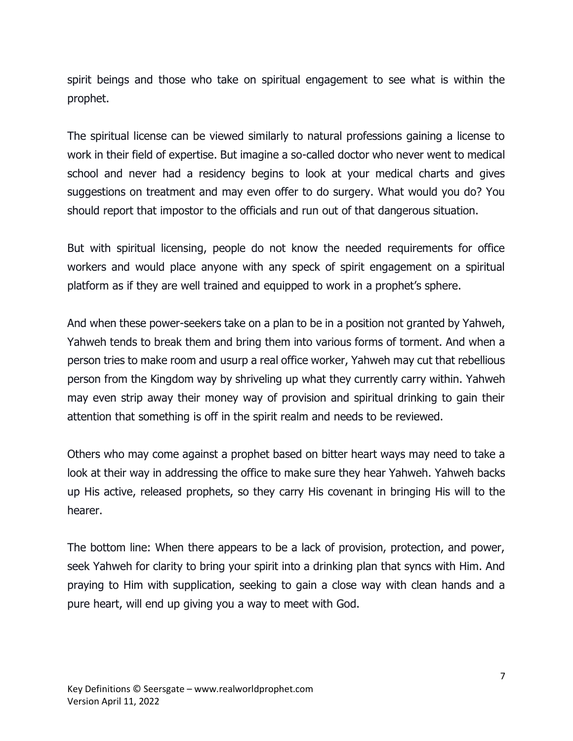spirit beings and those who take on spiritual engagement to see what is within the prophet.

The spiritual license can be viewed similarly to natural professions gaining a license to work in their field of expertise. But imagine a so-called doctor who never went to medical school and never had a residency begins to look at your medical charts and gives suggestions on treatment and may even offer to do surgery. What would you do? You should report that impostor to the officials and run out of that dangerous situation.

But with spiritual licensing, people do not know the needed requirements for office workers and would place anyone with any speck of spirit engagement on a spiritual platform as if they are well trained and equipped to work in a prophet's sphere.

And when these power-seekers take on a plan to be in a position not granted by Yahweh, Yahweh tends to break them and bring them into various forms of torment. And when a person tries to make room and usurp a real office worker, Yahweh may cut that rebellious person from the Kingdom way by shriveling up what they currently carry within. Yahweh may even strip away their money way of provision and spiritual drinking to gain their attention that something is off in the spirit realm and needs to be reviewed.

Others who may come against a prophet based on bitter heart ways may need to take a look at their way in addressing the office to make sure they hear Yahweh. Yahweh backs up His active, released prophets, so they carry His covenant in bringing His will to the hearer.

The bottom line: When there appears to be a lack of provision, protection, and power, seek Yahweh for clarity to bring your spirit into a drinking plan that syncs with Him. And praying to Him with supplication, seeking to gain a close way with clean hands and a pure heart, will end up giving you a way to meet with God.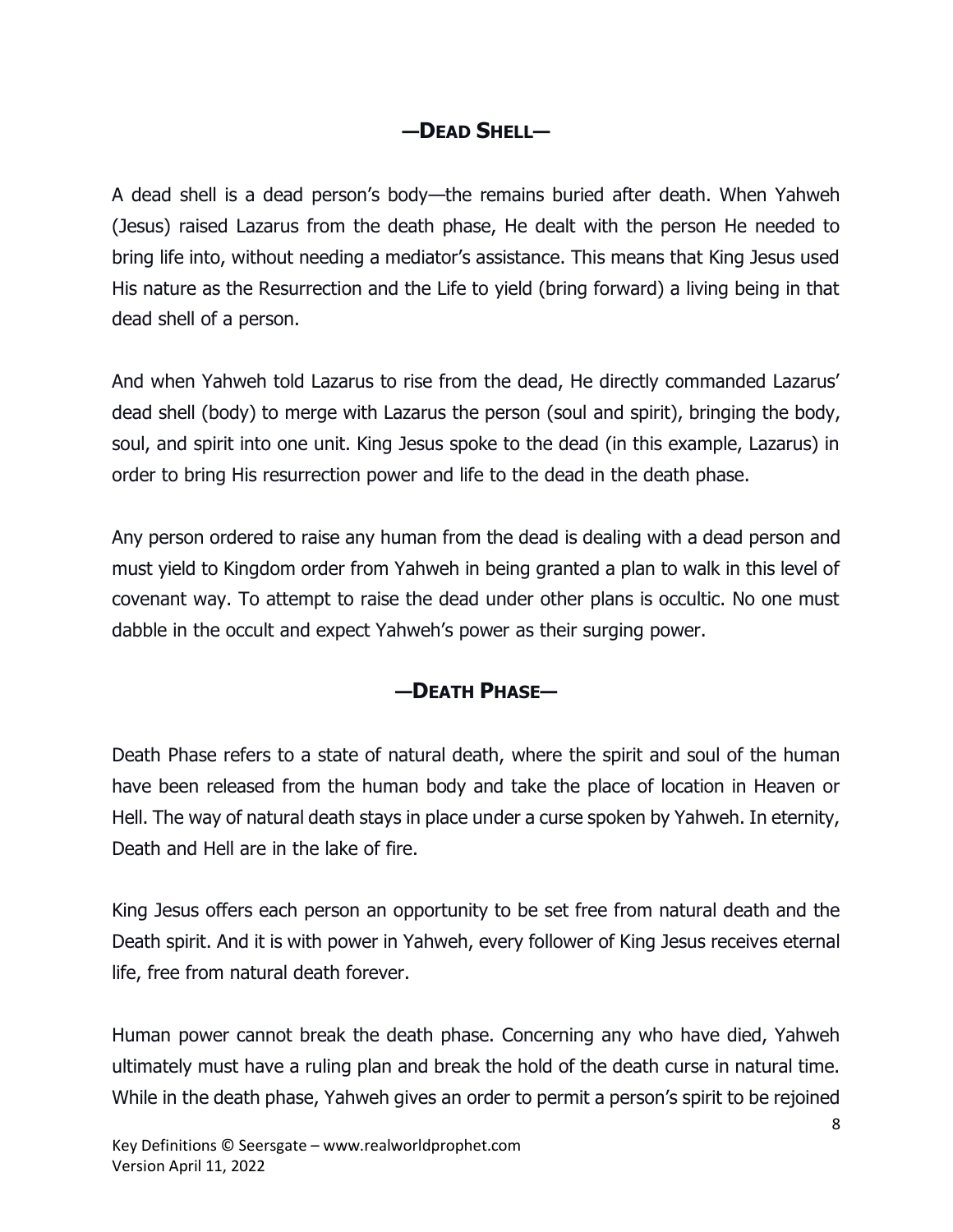## —Dead Shell—

A dead shell is a dead person's body—the remains buried after death. When Yahweh (Jesus) raised Lazarus from the death phase, He dealt with the person He needed to bring life into, without needing a mediator's assistance. This means that King Jesus used His nature as the Resurrection and the Life to yield (bring forward) a living being in that dead shell of a person.

And when Yahweh told Lazarus to rise from the dead, He directly commanded Lazarus' dead shell (body) to merge with Lazarus the person (soul and spirit), bringing the body, soul, and spirit into one unit. King Jesus spoke to the dead (in this example, Lazarus) in order to bring His resurrection power and life to the dead in the death phase.

Any person ordered to raise any human from the dead is dealing with a dead person and must yield to Kingdom order from Yahweh in being granted a plan to walk in this level of covenant way. To attempt to raise the dead under other plans is occultic. No one must dabble in the occult and expect Yahweh's power as their surging power.

## —Death Phase—

Death Phase refers to a state of natural death, where the spirit and soul of the human have been released from the human body and take the place of location in Heaven or Hell. The way of natural death stays in place under a curse spoken by Yahweh. In eternity, Death and Hell are in the lake of fire.

King Jesus offers each person an opportunity to be set free from natural death and the Death spirit. And it is with power in Yahweh, every follower of King Jesus receives eternal life, free from natural death forever.

Human power cannot break the death phase. Concerning any who have died, Yahweh ultimately must have a ruling plan and break the hold of the death curse in natural time. While in the death phase, Yahweh gives an order to permit a person's spirit to be rejoined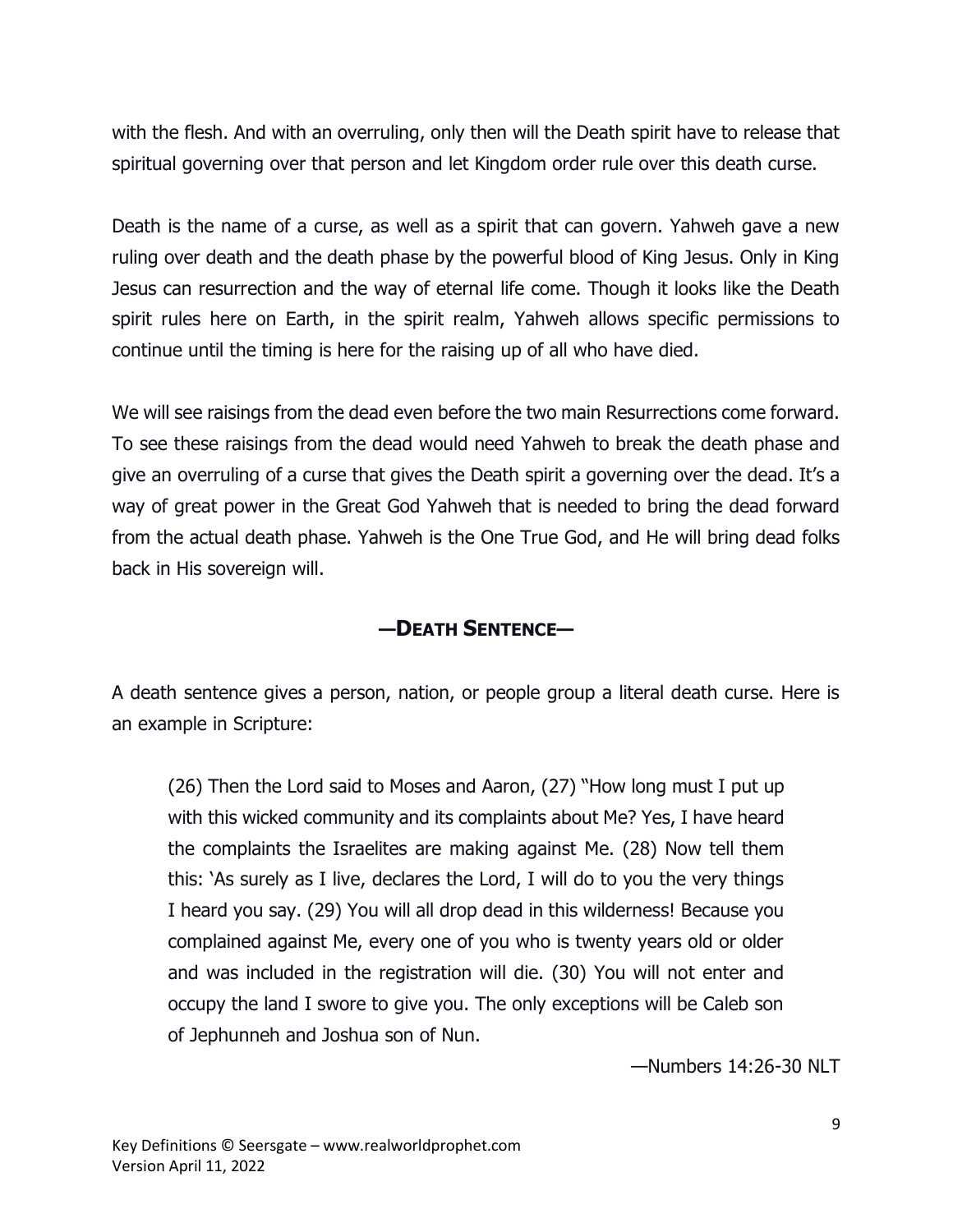with the flesh. And with an overruling, only then will the Death spirit have to release that spiritual governing over that person and let Kingdom order rule over this death curse.

Death is the name of a curse, as well as a spirit that can govern. Yahweh gave a new ruling over death and the death phase by the powerful blood of King Jesus. Only in King Jesus can resurrection and the way of eternal life come. Though it looks like the Death spirit rules here on Earth, in the spirit realm, Yahweh allows specific permissions to continue until the timing is here for the raising up of all who have died.

We will see raisings from the dead even before the two main Resurrections come forward. To see these raisings from the dead would need Yahweh to break the death phase and give an overruling of a curse that gives the Death spirit a governing over the dead. It's a way of great power in the Great God Yahweh that is needed to bring the dead forward from the actual death phase. Yahweh is the One True God, and He will bring dead folks back in His sovereign will.

## —DEATH SENTENCE—

A death sentence gives a person, nation, or people group a literal death curse. Here is an example in Scripture:

> (26) Then the Lord said to Moses and Aaron, (27) "How long must I put up with this wicked community and its complaints about Me? Yes, I have heard the complaints the Israelites are making against Me. (28) Now tell them this: 'As surely as I live, declares the Lord, I will do to you the very things I heard you say. (29) You will all drop dead in this wilderness! Because you complained against Me, every one of you who is twenty years old or older and was included in the registration will die. (30) You will not enter and occupy the land I swore to give you. The only exceptions will be Caleb son of Jephunneh and Joshua son of Nun.
>
> —Numbers 14:26-30 NLT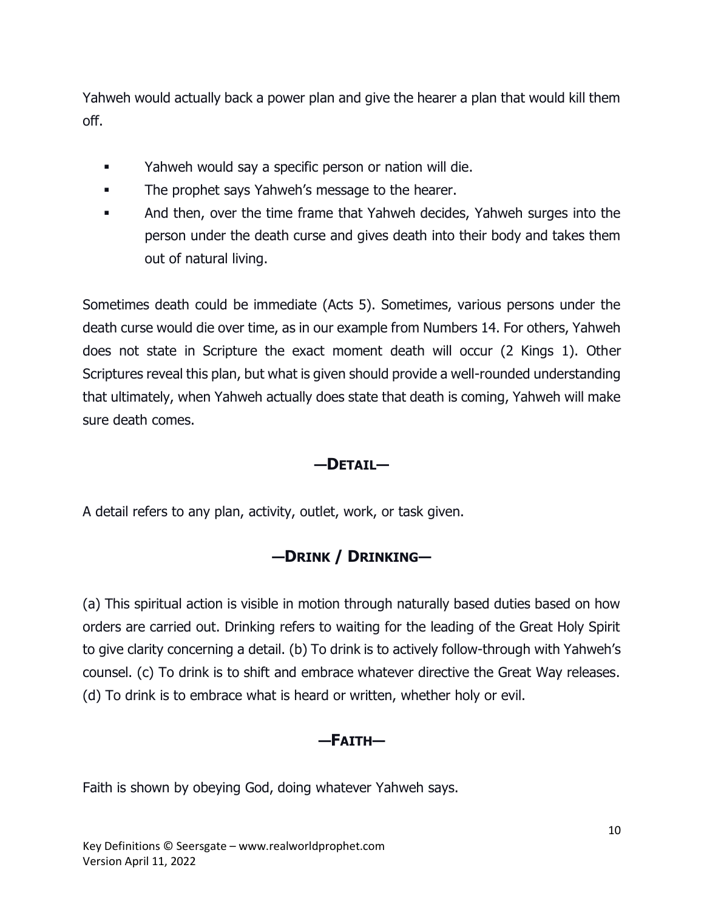Yahweh would actually back a power plan and give the hearer a plan that would kill them off.

- Yahweh would say a specific person or nation will die.
- The prophet says Yahweh's message to the hearer.
- And then, over the time frame that Yahweh decides, Yahweh surges into the person under the death curse and gives death into their body and takes them out of natural living.

Sometimes death could be immediate (Acts 5). Sometimes, various persons under the death curse would die over time, as in our example from Numbers 14. For others, Yahweh does not state in Scripture the exact moment death will occur (2 Kings 1). Other Scriptures reveal this plan, but what is given should provide a well-rounded understanding that ultimately, when Yahweh actually does state that death is coming, Yahweh will make sure death comes.

## —Detail—

A detail refers to any plan, activity, outlet, work, or task given.

## —Drink / Drinking—

(a) This spiritual action is visible in motion through naturally based duties based on how orders are carried out. Drinking refers to waiting for the leading of the Great Holy Spirit to give clarity concerning a detail. (b) To drink is to actively follow-through with Yahweh's counsel. (c) To drink is to shift and embrace whatever directive the Great Way releases. (d) To drink is to embrace what is heard or written, whether holy or evil.

## —Faith—

Faith is shown by obeying God, doing whatever Yahweh says.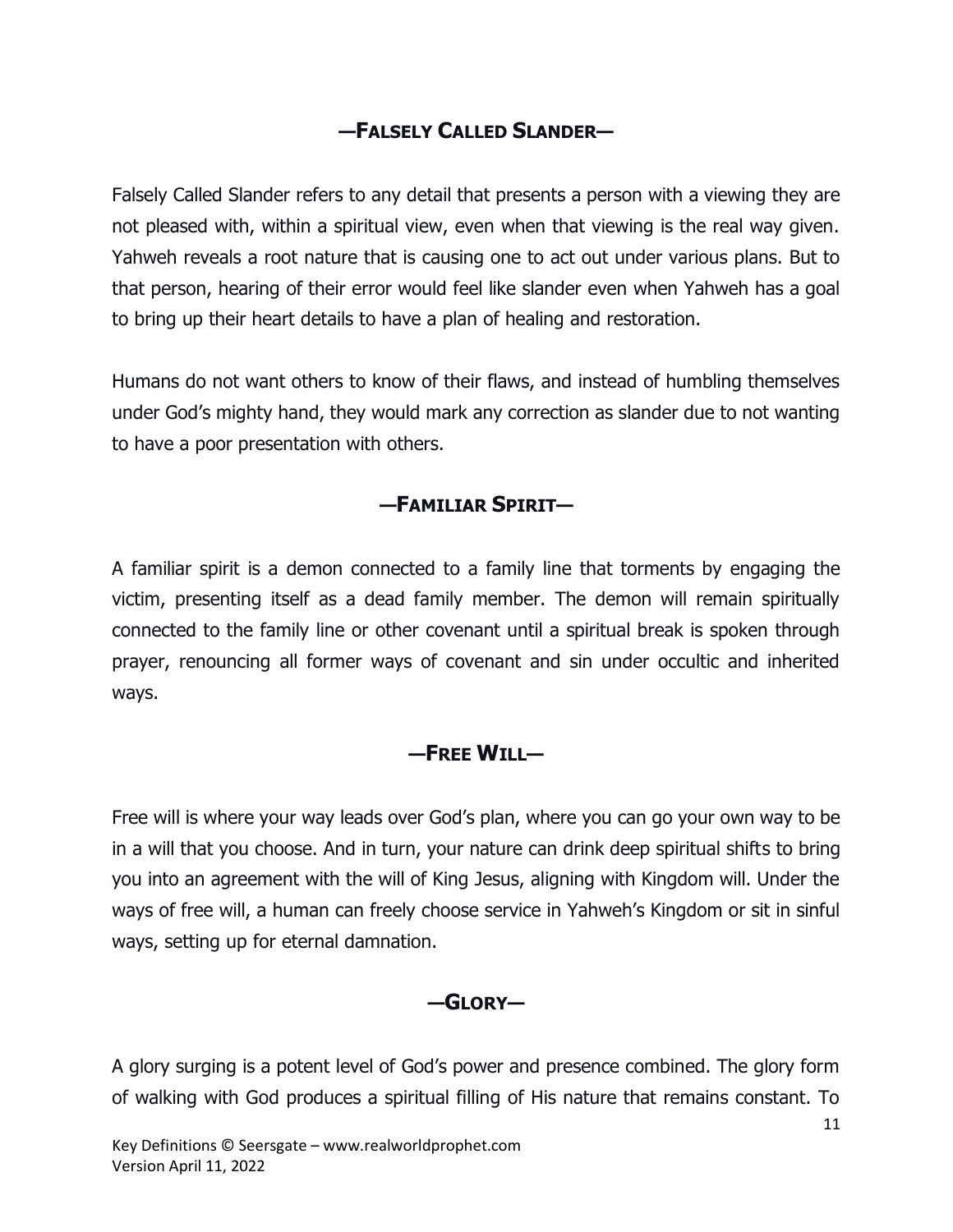## —Falsely Called Slander—

Falsely Called Slander refers to any detail that presents a person with a viewing they are not pleased with, within a spiritual view, even when that viewing is the real way given. Yahweh reveals a root nature that is causing one to act out under various plans. But to that person, hearing of their error would feel like slander even when Yahweh has a goal to bring up their heart details to have a plan of healing and restoration.

Humans do not want others to know of their flaws, and instead of humbling themselves under God's mighty hand, they would mark any correction as slander due to not wanting to have a poor presentation with others.

## —Familiar Spirit—

A familiar spirit is a demon connected to a family line that torments by engaging the victim, presenting itself as a dead family member. The demon will remain spiritually connected to the family line or other covenant until a spiritual break is spoken through prayer, renouncing all former ways of covenant and sin under occultic and inherited ways.

## —Free Will—

Free will is where your way leads over God's plan, where you can go your own way to be in a will that you choose. And in turn, your nature can drink deep spiritual shifts to bring you into an agreement with the will of King Jesus, aligning with Kingdom will. Under the ways of free will, a human can freely choose service in Yahweh's Kingdom or sit in sinful ways, setting up for eternal damnation.

## —Glory—

A glory surging is a potent level of God's power and presence combined. The glory form of walking with God produces a spiritual filling of His nature that remains constant. To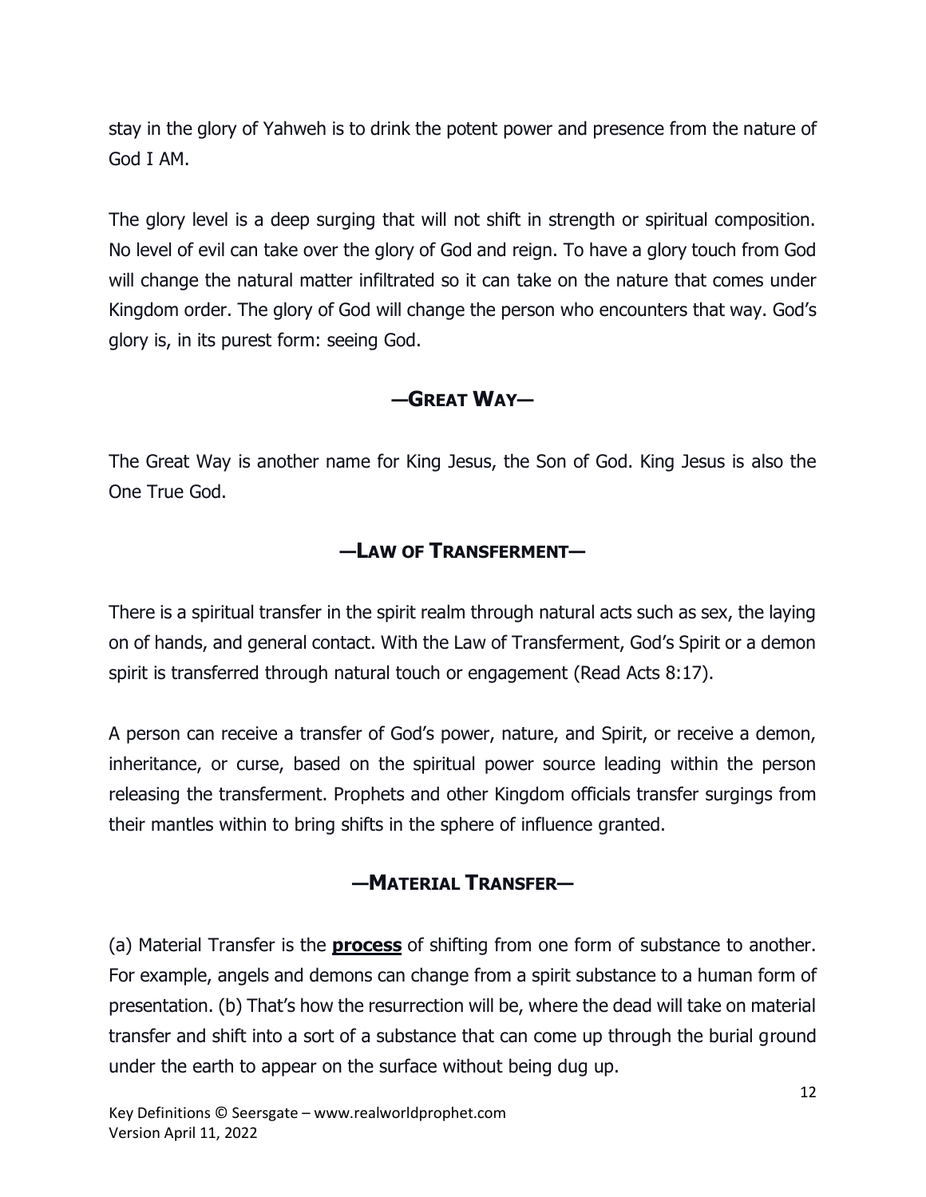stay in the glory of Yahweh is to drink the potent power and presence from the nature of God I AM.

The glory level is a deep surging that will not shift in strength or spiritual composition. No level of evil can take over the glory of God and reign. To have a glory touch from God will change the natural matter infiltrated so it can take on the nature that comes under Kingdom order. The glory of God will change the person who encounters that way. God's glory is, in its purest form: seeing God.

## —GREAT WAY—

The Great Way is another name for King Jesus, the Son of God. King Jesus is also the One True God.

## —LAW OF TRANSFERMENT—

There is a spiritual transfer in the spirit realm through natural acts such as sex, the laying on of hands, and general contact. With the Law of Transferment, God's Spirit or a demon spirit is transferred through natural touch or engagement (Read Acts 8:17).

A person can receive a transfer of God's power, nature, and Spirit, or receive a demon, inheritance, or curse, based on the spiritual power source leading within the person releasing the transferment. Prophets and other Kingdom officials transfer surgings from their mantles within to bring shifts in the sphere of influence granted.

## —MATERIAL TRANSFER—

(a) Material Transfer is the **process** of shifting from one form of substance to another. For example, angels and demons can change from a spirit substance to a human form of presentation. (b) That's how the resurrection will be, where the dead will take on material transfer and shift into a sort of a substance that can come up through the burial ground under the earth to appear on the surface without being dug up.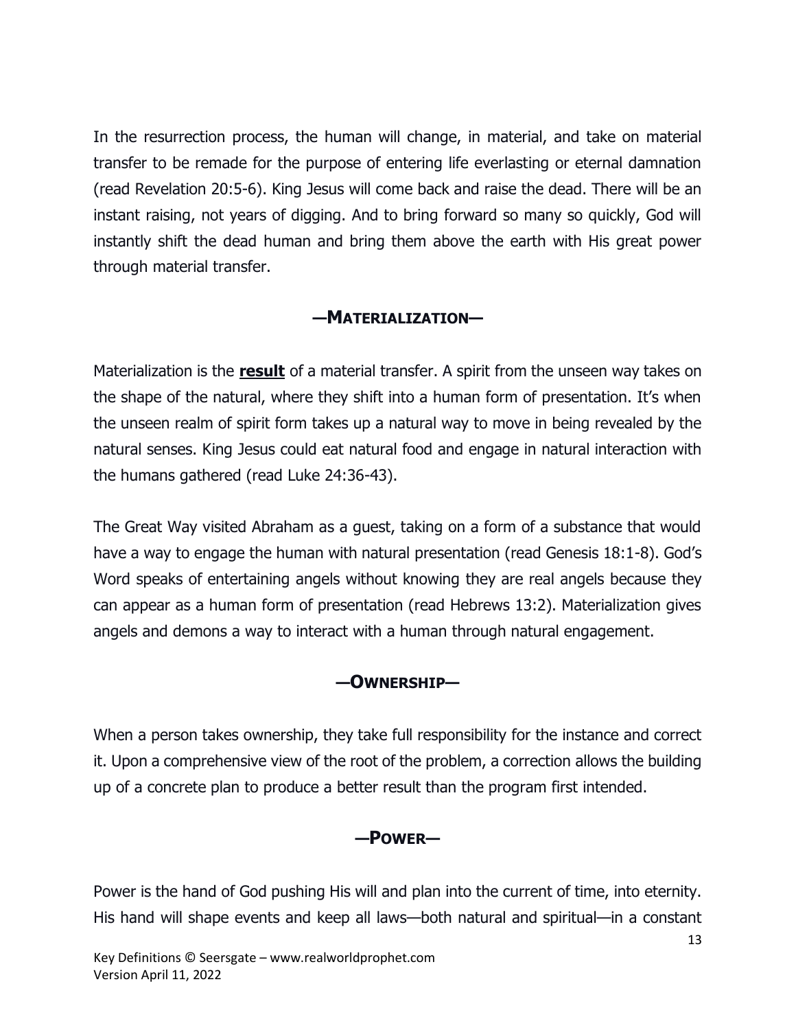In the resurrection process, the human will change, in material, and take on material transfer to be remade for the purpose of entering life everlasting or eternal damnation (read Revelation 20:5-6). King Jesus will come back and raise the dead. There will be an instant raising, not years of digging. And to bring forward so many so quickly, God will instantly shift the dead human and bring them above the earth with His great power through material transfer.

## —MATERIALIZATION—

Materialization is the **result** of a material transfer. A spirit from the unseen way takes on the shape of the natural, where they shift into a human form of presentation. It's when the unseen realm of spirit form takes up a natural way to move in being revealed by the natural senses. King Jesus could eat natural food and engage in natural interaction with the humans gathered (read Luke 24:36-43).

The Great Way visited Abraham as a guest, taking on a form of a substance that would have a way to engage the human with natural presentation (read Genesis 18:1-8). God's Word speaks of entertaining angels without knowing they are real angels because they can appear as a human form of presentation (read Hebrews 13:2). Materialization gives angels and demons a way to interact with a human through natural engagement.

## —OWNERSHIP—

When a person takes ownership, they take full responsibility for the instance and correct it. Upon a comprehensive view of the root of the problem, a correction allows the building up of a concrete plan to produce a better result than the program first intended.

## —POWER—

Power is the hand of God pushing His will and plan into the current of time, into eternity. His hand will shape events and keep all laws—both natural and spiritual—in a constant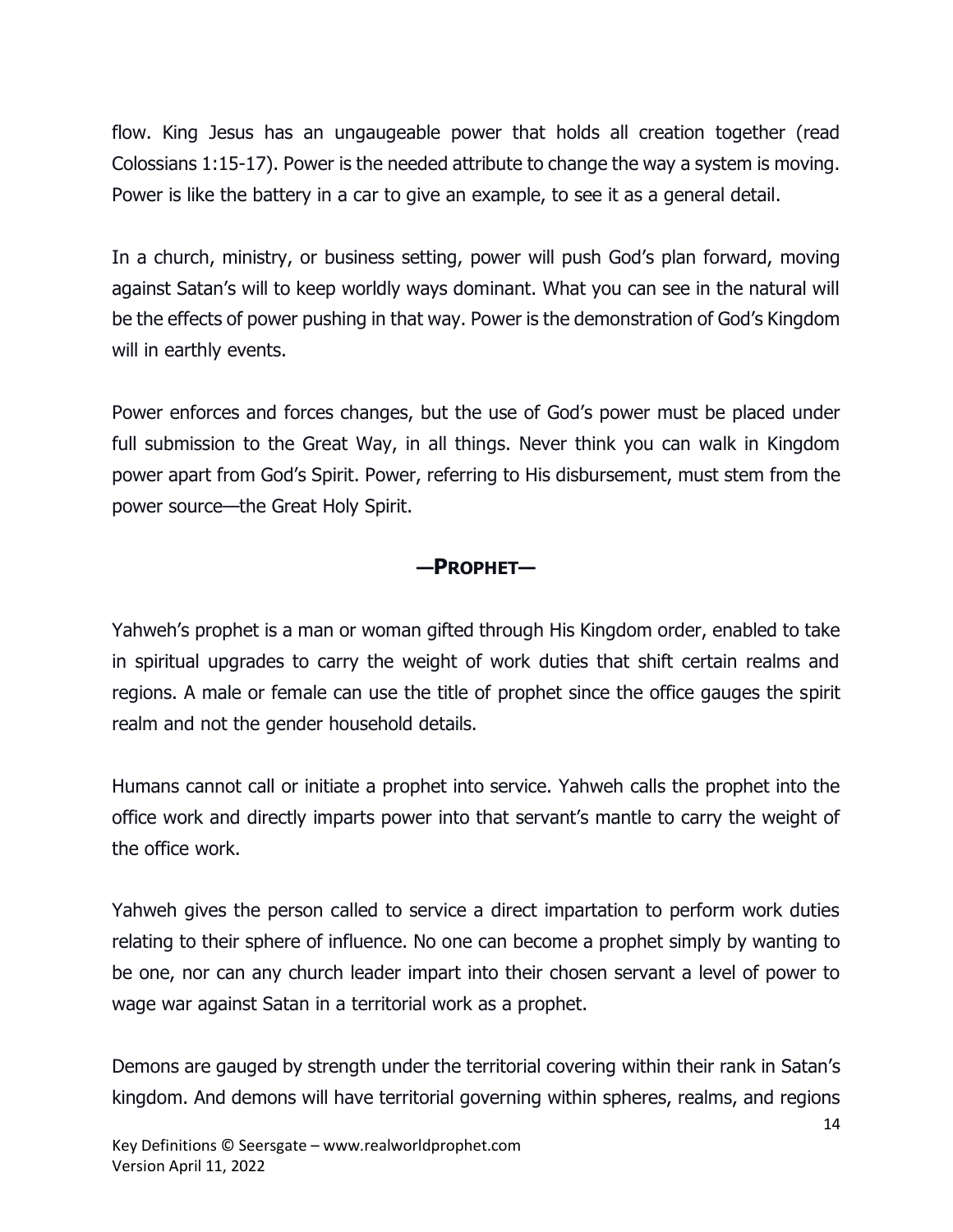flow. King Jesus has an ungaugeable power that holds all creation together (read Colossians 1:15-17). Power is the needed attribute to change the way a system is moving. Power is like the battery in a car to give an example, to see it as a general detail.

In a church, ministry, or business setting, power will push God's plan forward, moving against Satan's will to keep worldly ways dominant. What you can see in the natural will be the effects of power pushing in that way. Power is the demonstration of God's Kingdom will in earthly events.

Power enforces and forces changes, but the use of God's power must be placed under full submission to the Great Way, in all things. Never think you can walk in Kingdom power apart from God's Spirit. Power, referring to His disbursement, must stem from the power source—the Great Holy Spirit.

## —PROPHET—

Yahweh's prophet is a man or woman gifted through His Kingdom order, enabled to take in spiritual upgrades to carry the weight of work duties that shift certain realms and regions. A male or female can use the title of prophet since the office gauges the spirit realm and not the gender household details.

Humans cannot call or initiate a prophet into service. Yahweh calls the prophet into the office work and directly imparts power into that servant's mantle to carry the weight of the office work.

Yahweh gives the person called to service a direct impartation to perform work duties relating to their sphere of influence. No one can become a prophet simply by wanting to be one, nor can any church leader impart into their chosen servant a level of power to wage war against Satan in a territorial work as a prophet.

Demons are gauged by strength under the territorial covering within their rank in Satan's kingdom. And demons will have territorial governing within spheres, realms, and regions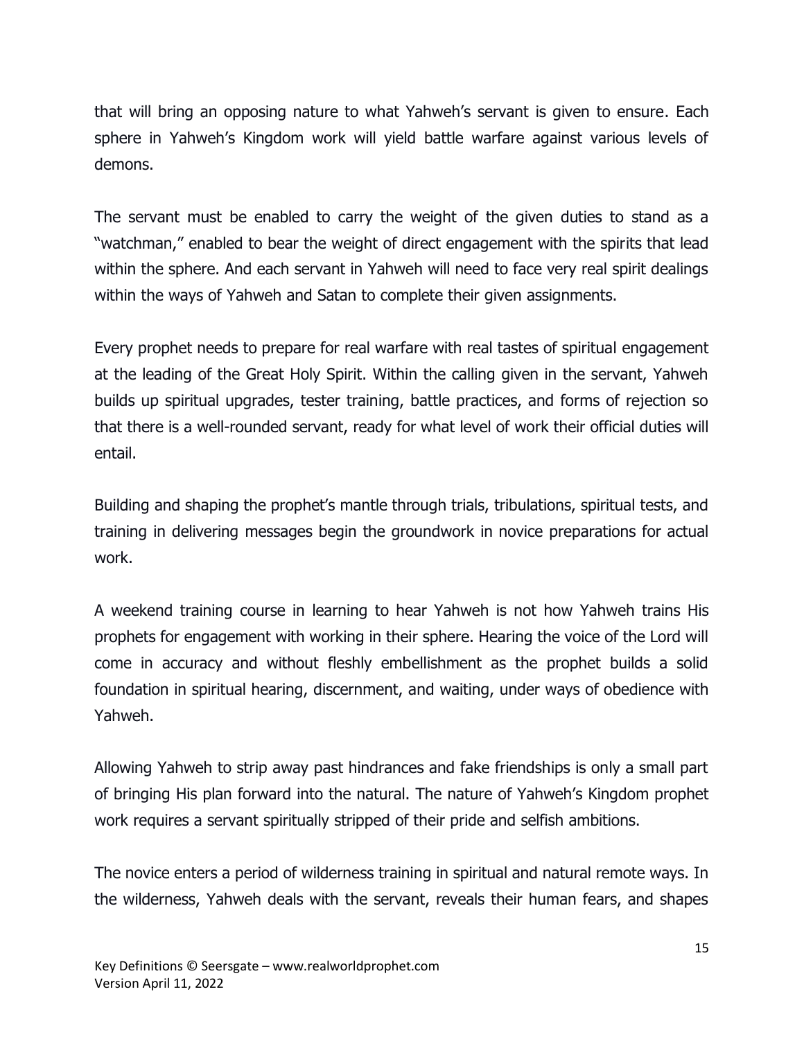that will bring an opposing nature to what Yahweh's servant is given to ensure. Each sphere in Yahweh's Kingdom work will yield battle warfare against various levels of demons.

The servant must be enabled to carry the weight of the given duties to stand as a "watchman," enabled to bear the weight of direct engagement with the spirits that lead within the sphere. And each servant in Yahweh will need to face very real spirit dealings within the ways of Yahweh and Satan to complete their given assignments.

Every prophet needs to prepare for real warfare with real tastes of spiritual engagement at the leading of the Great Holy Spirit. Within the calling given in the servant, Yahweh builds up spiritual upgrades, tester training, battle practices, and forms of rejection so that there is a well-rounded servant, ready for what level of work their official duties will entail.

Building and shaping the prophet's mantle through trials, tribulations, spiritual tests, and training in delivering messages begin the groundwork in novice preparations for actual work.

A weekend training course in learning to hear Yahweh is not how Yahweh trains His prophets for engagement with working in their sphere. Hearing the voice of the Lord will come in accuracy and without fleshly embellishment as the prophet builds a solid foundation in spiritual hearing, discernment, and waiting, under ways of obedience with Yahweh.

Allowing Yahweh to strip away past hindrances and fake friendships is only a small part of bringing His plan forward into the natural. The nature of Yahweh's Kingdom prophet work requires a servant spiritually stripped of their pride and selfish ambitions.

The novice enters a period of wilderness training in spiritual and natural remote ways. In the wilderness, Yahweh deals with the servant, reveals their human fears, and shapes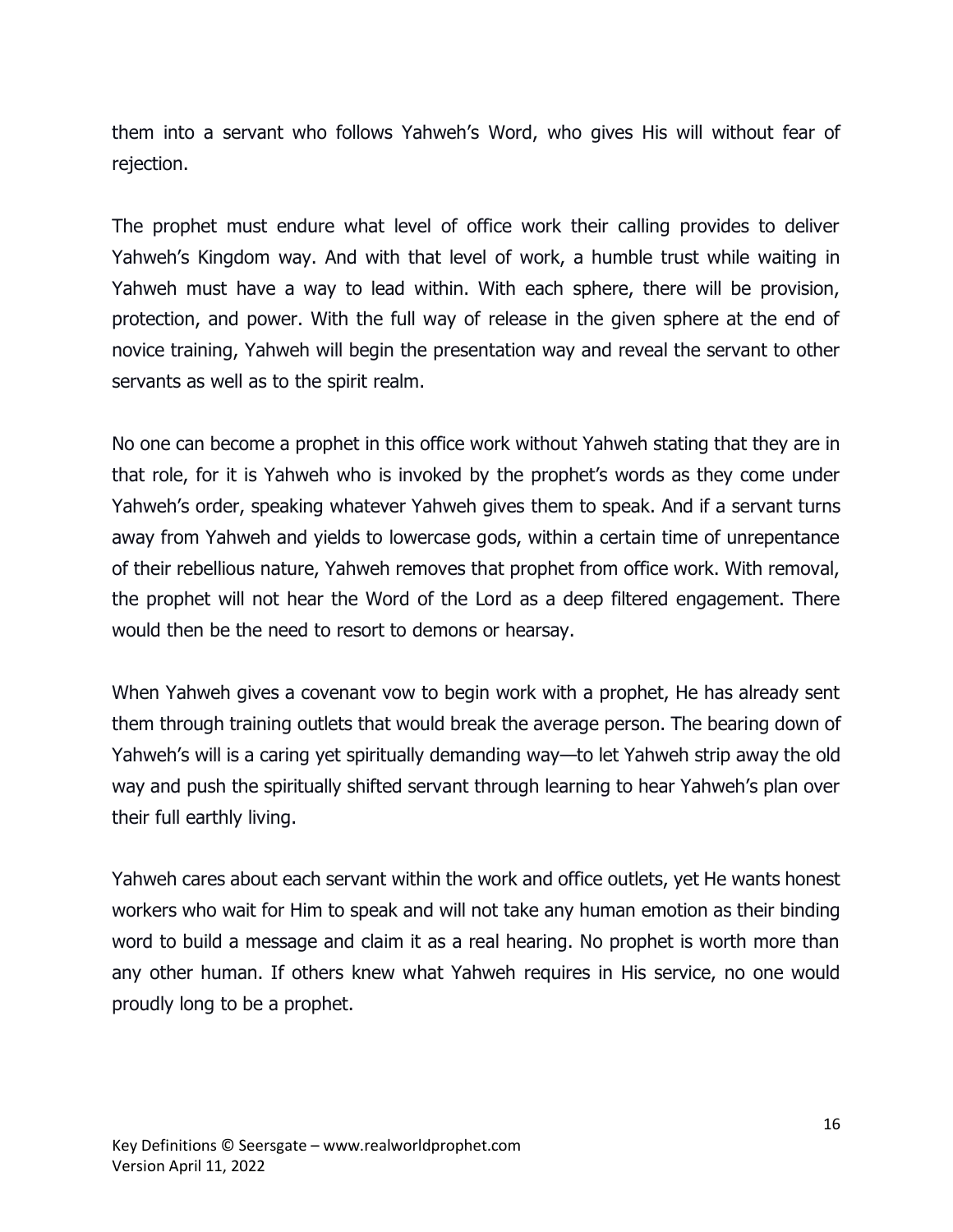them into a servant who follows Yahweh's Word, who gives His will without fear of rejection.

The prophet must endure what level of office work their calling provides to deliver Yahweh's Kingdom way. And with that level of work, a humble trust while waiting in Yahweh must have a way to lead within. With each sphere, there will be provision, protection, and power. With the full way of release in the given sphere at the end of novice training, Yahweh will begin the presentation way and reveal the servant to other servants as well as to the spirit realm.

No one can become a prophet in this office work without Yahweh stating that they are in that role, for it is Yahweh who is invoked by the prophet's words as they come under Yahweh's order, speaking whatever Yahweh gives them to speak. And if a servant turns away from Yahweh and yields to lowercase gods, within a certain time of unrepentance of their rebellious nature, Yahweh removes that prophet from office work. With removal, the prophet will not hear the Word of the Lord as a deep filtered engagement. There would then be the need to resort to demons or hearsay.

When Yahweh gives a covenant vow to begin work with a prophet, He has already sent them through training outlets that would break the average person. The bearing down of Yahweh's will is a caring yet spiritually demanding way—to let Yahweh strip away the old way and push the spiritually shifted servant through learning to hear Yahweh's plan over their full earthly living.

Yahweh cares about each servant within the work and office outlets, yet He wants honest workers who wait for Him to speak and will not take any human emotion as their binding word to build a message and claim it as a real hearing. No prophet is worth more than any other human. If others knew what Yahweh requires in His service, no one would proudly long to be a prophet.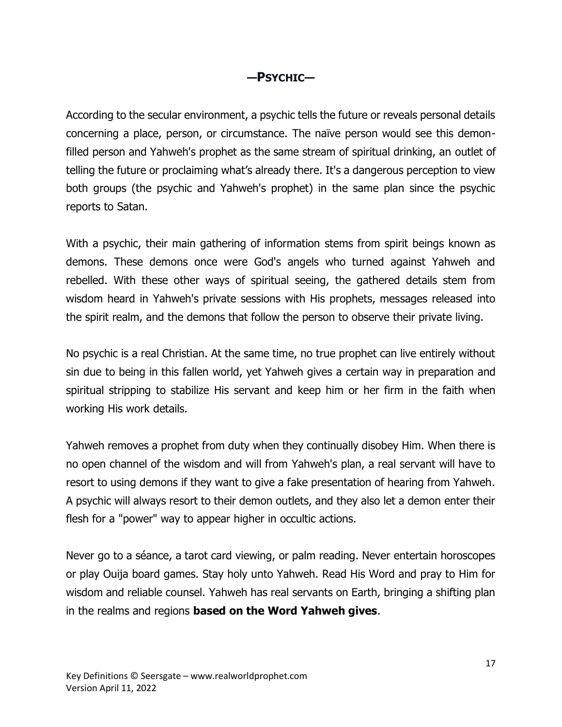## —PSYCHIC—

According to the secular environment, a psychic tells the future or reveals personal details concerning a place, person, or circumstance. The naïve person would see this demon-filled person and Yahweh's prophet as the same stream of spiritual drinking, an outlet of telling the future or proclaiming what's already there. It's a dangerous perception to view both groups (the psychic and Yahweh's prophet) in the same plan since the psychic reports to Satan.

With a psychic, their main gathering of information stems from spirit beings known as demons. These demons once were God's angels who turned against Yahweh and rebelled. With these other ways of spiritual seeing, the gathered details stem from wisdom heard in Yahweh's private sessions with His prophets, messages released into the spirit realm, and the demons that follow the person to observe their private living.

No psychic is a real Christian. At the same time, no true prophet can live entirely without sin due to being in this fallen world, yet Yahweh gives a certain way in preparation and spiritual stripping to stabilize His servant and keep him or her firm in the faith when working His work details.

Yahweh removes a prophet from duty when they continually disobey Him. When there is no open channel of the wisdom and will from Yahweh's plan, a real servant will have to resort to using demons if they want to give a fake presentation of hearing from Yahweh. A psychic will always resort to their demon outlets, and they also let a demon enter their flesh for a "power" way to appear higher in occultic actions.

Never go to a séance, a tarot card viewing, or palm reading. Never entertain horoscopes or play Ouija board games. Stay holy unto Yahweh. Read His Word and pray to Him for wisdom and reliable counsel. Yahweh has real servants on Earth, bringing a shifting plan in the realms and regions **based on the Word Yahweh gives**.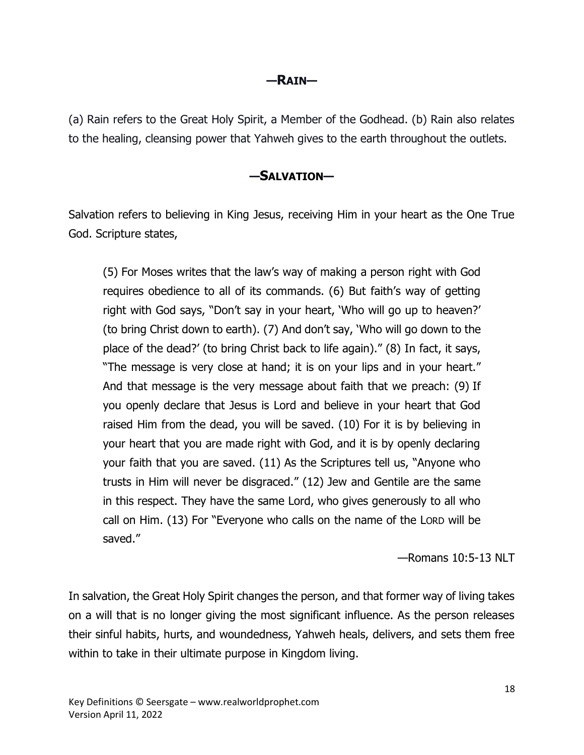## —RAIN—

(a) Rain refers to the Great Holy Spirit, a Member of the Godhead. (b) Rain also relates to the healing, cleansing power that Yahweh gives to the earth throughout the outlets.

## —SALVATION—

Salvation refers to believing in King Jesus, receiving Him in your heart as the One True God. Scripture states,

> (5) For Moses writes that the law's way of making a person right with God requires obedience to all of its commands. (6) But faith's way of getting right with God says, "Don't say in your heart, 'Who will go up to heaven?' (to bring Christ down to earth). (7) And don't say, 'Who will go down to the place of the dead?' (to bring Christ back to life again)." (8) In fact, it says, "The message is very close at hand; it is on your lips and in your heart." And that message is the very message about faith that we preach: (9) If you openly declare that Jesus is Lord and believe in your heart that God raised Him from the dead, you will be saved. (10) For it is by believing in your heart that you are made right with God, and it is by openly declaring your faith that you are saved. (11) As the Scriptures tell us, "Anyone who trusts in Him will never be disgraced." (12) Jew and Gentile are the same in this respect. They have the same Lord, who gives generously to all who call on Him. (13) For "Everyone who calls on the name of the LORD will be saved."
>
> —Romans 10:5-13 NLT

In salvation, the Great Holy Spirit changes the person, and that former way of living takes on a will that is no longer giving the most significant influence. As the person releases their sinful habits, hurts, and woundedness, Yahweh heals, delivers, and sets them free within to take in their ultimate purpose in Kingdom living.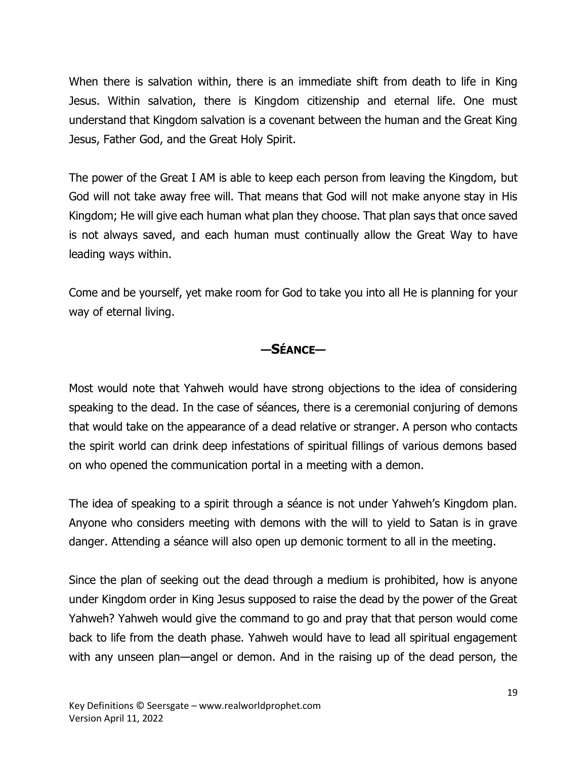When there is salvation within, there is an immediate shift from death to life in King Jesus. Within salvation, there is Kingdom citizenship and eternal life. One must understand that Kingdom salvation is a covenant between the human and the Great King Jesus, Father God, and the Great Holy Spirit.

The power of the Great I AM is able to keep each person from leaving the Kingdom, but God will not take away free will. That means that God will not make anyone stay in His Kingdom; He will give each human what plan they choose. That plan says that once saved is not always saved, and each human must continually allow the Great Way to have leading ways within.

Come and be yourself, yet make room for God to take you into all He is planning for your way of eternal living.

## —Séance—

Most would note that Yahweh would have strong objections to the idea of considering speaking to the dead. In the case of séances, there is a ceremonial conjuring of demons that would take on the appearance of a dead relative or stranger. A person who contacts the spirit world can drink deep infestations of spiritual fillings of various demons based on who opened the communication portal in a meeting with a demon.

The idea of speaking to a spirit through a séance is not under Yahweh's Kingdom plan. Anyone who considers meeting with demons with the will to yield to Satan is in grave danger. Attending a séance will also open up demonic torment to all in the meeting.

Since the plan of seeking out the dead through a medium is prohibited, how is anyone under Kingdom order in King Jesus supposed to raise the dead by the power of the Great Yahweh? Yahweh would give the command to go and pray that that person would come back to life from the death phase. Yahweh would have to lead all spiritual engagement with any unseen plan—angel or demon. And in the raising up of the dead person, the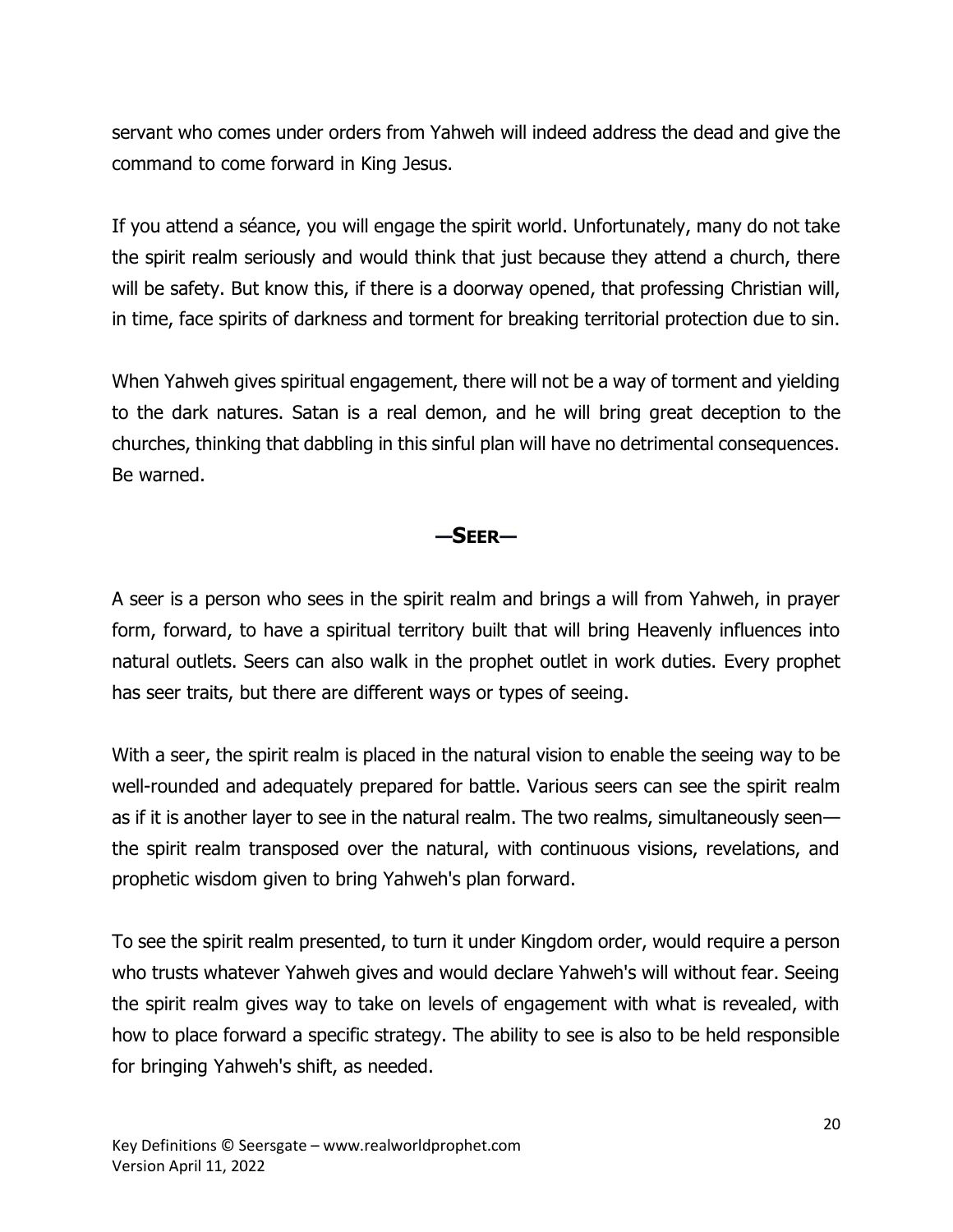servant who comes under orders from Yahweh will indeed address the dead and give the command to come forward in King Jesus.

If you attend a séance, you will engage the spirit world. Unfortunately, many do not take the spirit realm seriously and would think that just because they attend a church, there will be safety. But know this, if there is a doorway opened, that professing Christian will, in time, face spirits of darkness and torment for breaking territorial protection due to sin.

When Yahweh gives spiritual engagement, there will not be a way of torment and yielding to the dark natures. Satan is a real demon, and he will bring great deception to the churches, thinking that dabbling in this sinful plan will have no detrimental consequences. Be warned.

## —Seer—

A seer is a person who sees in the spirit realm and brings a will from Yahweh, in prayer form, forward, to have a spiritual territory built that will bring Heavenly influences into natural outlets. Seers can also walk in the prophet outlet in work duties. Every prophet has seer traits, but there are different ways or types of seeing.

With a seer, the spirit realm is placed in the natural vision to enable the seeing way to be well-rounded and adequately prepared for battle. Various seers can see the spirit realm as if it is another layer to see in the natural realm. The two realms, simultaneously seen—the spirit realm transposed over the natural, with continuous visions, revelations, and prophetic wisdom given to bring Yahweh's plan forward.

To see the spirit realm presented, to turn it under Kingdom order, would require a person who trusts whatever Yahweh gives and would declare Yahweh's will without fear. Seeing the spirit realm gives way to take on levels of engagement with what is revealed, with how to place forward a specific strategy. The ability to see is also to be held responsible for bringing Yahweh's shift, as needed.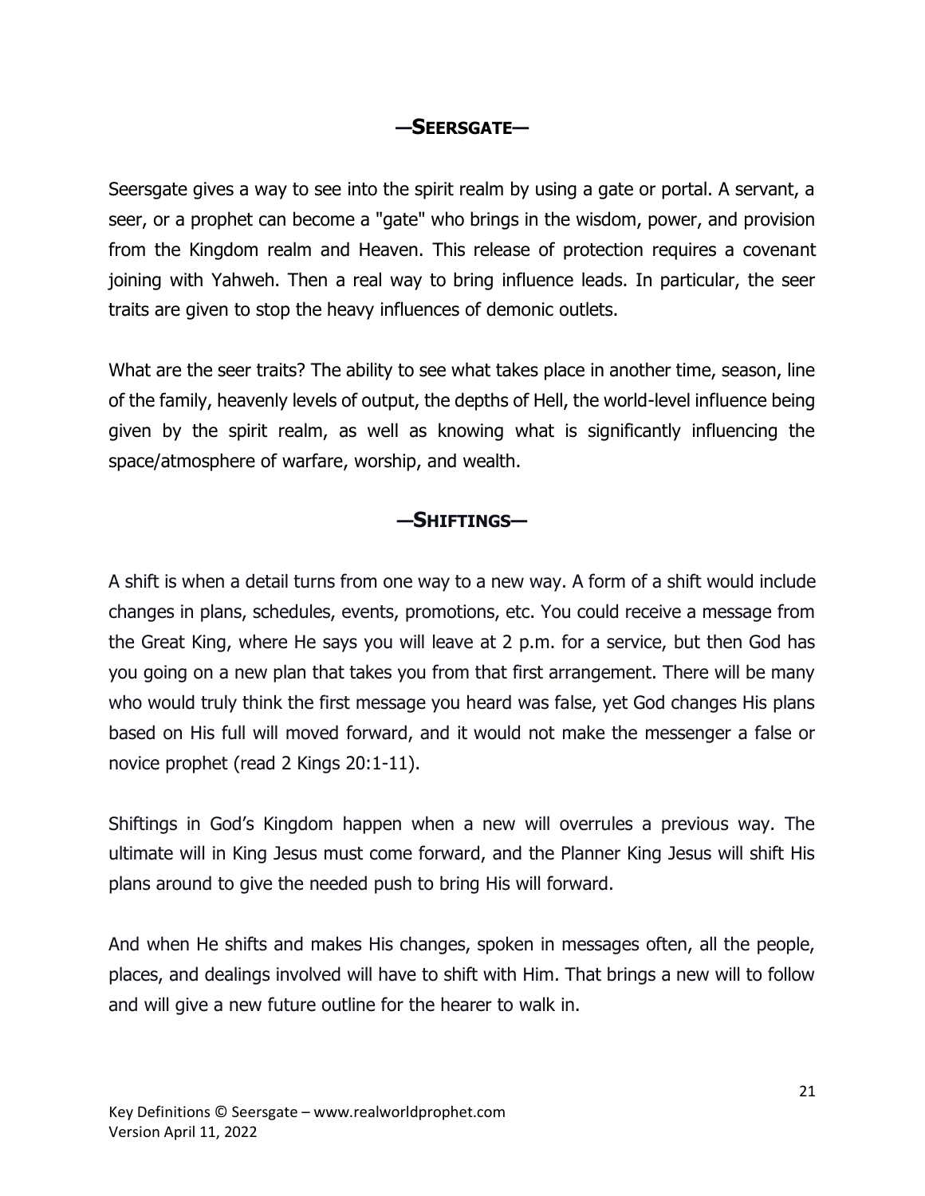## —SEERSGATE—

Seersgate gives a way to see into the spirit realm by using a gate or portal. A servant, a seer, or a prophet can become a "gate" who brings in the wisdom, power, and provision from the Kingdom realm and Heaven. This release of protection requires a covenant joining with Yahweh. Then a real way to bring influence leads. In particular, the seer traits are given to stop the heavy influences of demonic outlets.

What are the seer traits? The ability to see what takes place in another time, season, line of the family, heavenly levels of output, the depths of Hell, the world-level influence being given by the spirit realm, as well as knowing what is significantly influencing the space/atmosphere of warfare, worship, and wealth.

## —SHIFTINGS—

A shift is when a detail turns from one way to a new way. A form of a shift would include changes in plans, schedules, events, promotions, etc. You could receive a message from the Great King, where He says you will leave at 2 p.m. for a service, but then God has you going on a new plan that takes you from that first arrangement. There will be many who would truly think the first message you heard was false, yet God changes His plans based on His full will moved forward, and it would not make the messenger a false or novice prophet (read 2 Kings 20:1-11).

Shiftings in God's Kingdom happen when a new will overrules a previous way. The ultimate will in King Jesus must come forward, and the Planner King Jesus will shift His plans around to give the needed push to bring His will forward.

And when He shifts and makes His changes, spoken in messages often, all the people, places, and dealings involved will have to shift with Him. That brings a new will to follow and will give a new future outline for the hearer to walk in.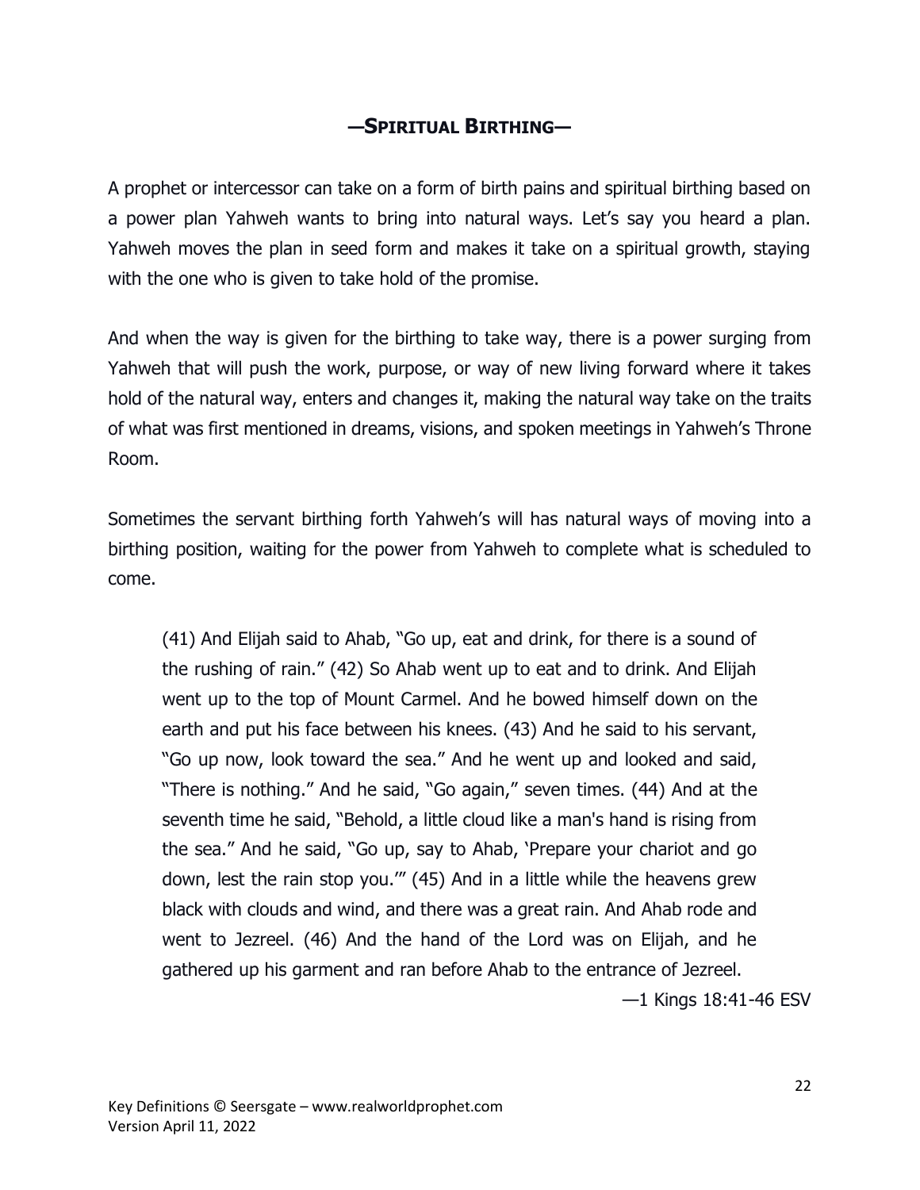## —SPIRITUAL BIRTHING—

A prophet or intercessor can take on a form of birth pains and spiritual birthing based on a power plan Yahweh wants to bring into natural ways. Let's say you heard a plan. Yahweh moves the plan in seed form and makes it take on a spiritual growth, staying with the one who is given to take hold of the promise.

And when the way is given for the birthing to take way, there is a power surging from Yahweh that will push the work, purpose, or way of new living forward where it takes hold of the natural way, enters and changes it, making the natural way take on the traits of what was first mentioned in dreams, visions, and spoken meetings in Yahweh's Throne Room.

Sometimes the servant birthing forth Yahweh's will has natural ways of moving into a birthing position, waiting for the power from Yahweh to complete what is scheduled to come.

> (41) And Elijah said to Ahab, "Go up, eat and drink, for there is a sound of the rushing of rain." (42) So Ahab went up to eat and to drink. And Elijah went up to the top of Mount Carmel. And he bowed himself down on the earth and put his face between his knees. (43) And he said to his servant, "Go up now, look toward the sea." And he went up and looked and said, "There is nothing." And he said, "Go again," seven times. (44) And at the seventh time he said, "Behold, a little cloud like a man's hand is rising from the sea." And he said, "Go up, say to Ahab, 'Prepare your chariot and go down, lest the rain stop you.'" (45) And in a little while the heavens grew black with clouds and wind, and there was a great rain. And Ahab rode and went to Jezreel. (46) And the hand of the Lord was on Elijah, and he gathered up his garment and ran before Ahab to the entrance of Jezreel.
>
> —1 Kings 18:41-46 ESV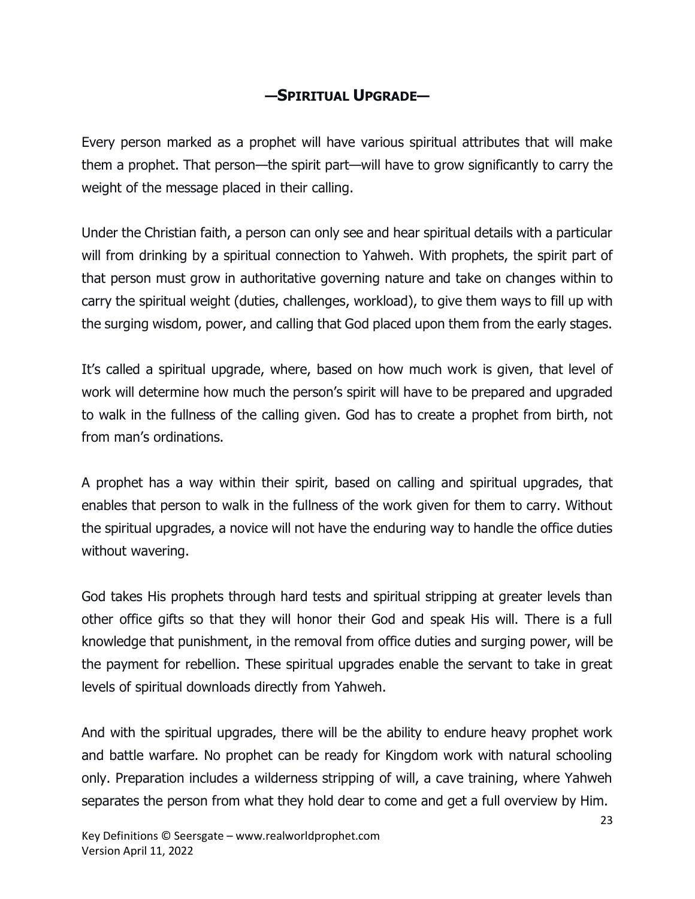## —SPIRITUAL UPGRADE—

Every person marked as a prophet will have various spiritual attributes that will make them a prophet. That person—the spirit part—will have to grow significantly to carry the weight of the message placed in their calling.

Under the Christian faith, a person can only see and hear spiritual details with a particular will from drinking by a spiritual connection to Yahweh. With prophets, the spirit part of that person must grow in authoritative governing nature and take on changes within to carry the spiritual weight (duties, challenges, workload), to give them ways to fill up with the surging wisdom, power, and calling that God placed upon them from the early stages.

It's called a spiritual upgrade, where, based on how much work is given, that level of work will determine how much the person's spirit will have to be prepared and upgraded to walk in the fullness of the calling given. God has to create a prophet from birth, not from man's ordinations.

A prophet has a way within their spirit, based on calling and spiritual upgrades, that enables that person to walk in the fullness of the work given for them to carry. Without the spiritual upgrades, a novice will not have the enduring way to handle the office duties without wavering.

God takes His prophets through hard tests and spiritual stripping at greater levels than other office gifts so that they will honor their God and speak His will. There is a full knowledge that punishment, in the removal from office duties and surging power, will be the payment for rebellion. These spiritual upgrades enable the servant to take in great levels of spiritual downloads directly from Yahweh.

And with the spiritual upgrades, there will be the ability to endure heavy prophet work and battle warfare. No prophet can be ready for Kingdom work with natural schooling only. Preparation includes a wilderness stripping of will, a cave training, where Yahweh separates the person from what they hold dear to come and get a full overview by Him.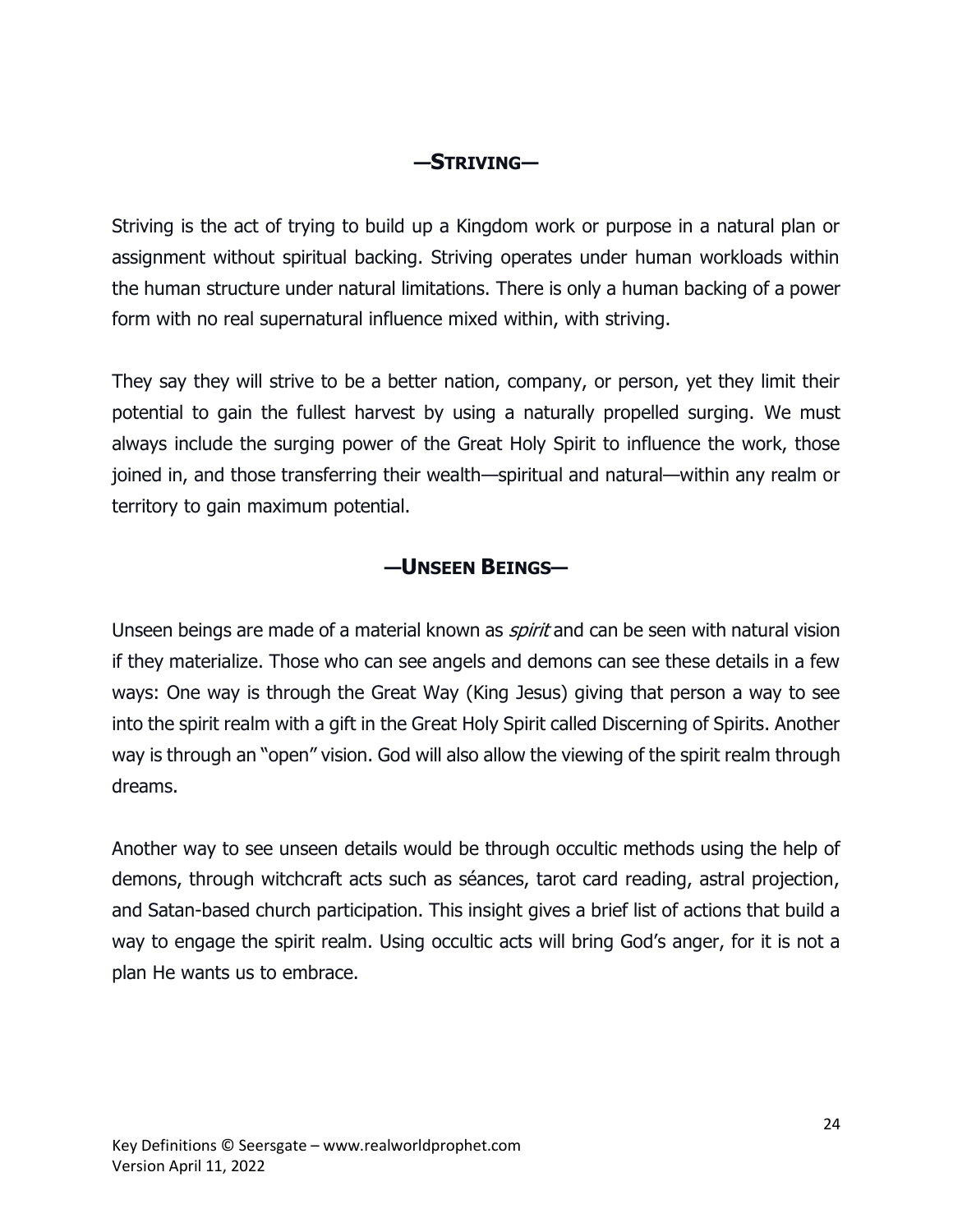## —STRIVING—

Striving is the act of trying to build up a Kingdom work or purpose in a natural plan or assignment without spiritual backing. Striving operates under human workloads within the human structure under natural limitations. There is only a human backing of a power form with no real supernatural influence mixed within, with striving.

They say they will strive to be a better nation, company, or person, yet they limit their potential to gain the fullest harvest by using a naturally propelled surging. We must always include the surging power of the Great Holy Spirit to influence the work, those joined in, and those transferring their wealth—spiritual and natural—within any realm or territory to gain maximum potential.

## —UNSEEN BEINGS—

Unseen beings are made of a material known as *spirit* and can be seen with natural vision if they materialize. Those who can see angels and demons can see these details in a few ways: One way is through the Great Way (King Jesus) giving that person a way to see into the spirit realm with a gift in the Great Holy Spirit called Discerning of Spirits. Another way is through an "open" vision. God will also allow the viewing of the spirit realm through dreams.

Another way to see unseen details would be through occultic methods using the help of demons, through witchcraft acts such as séances, tarot card reading, astral projection, and Satan-based church participation. This insight gives a brief list of actions that build a way to engage the spirit realm. Using occultic acts will bring God's anger, for it is not a plan He wants us to embrace.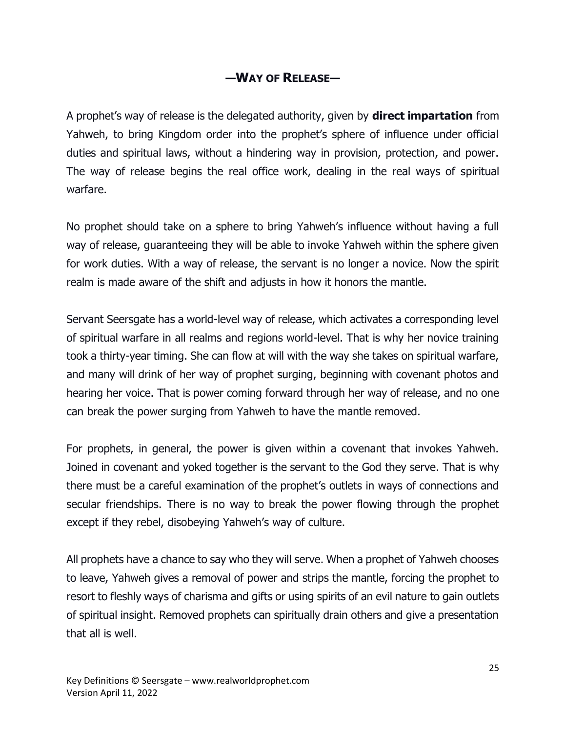## —WAY OF RELEASE—

A prophet's way of release is the delegated authority, given by **direct impartation** from Yahweh, to bring Kingdom order into the prophet's sphere of influence under official duties and spiritual laws, without a hindering way in provision, protection, and power. The way of release begins the real office work, dealing in the real ways of spiritual warfare.

No prophet should take on a sphere to bring Yahweh's influence without having a full way of release, guaranteeing they will be able to invoke Yahweh within the sphere given for work duties. With a way of release, the servant is no longer a novice. Now the spirit realm is made aware of the shift and adjusts in how it honors the mantle.

Servant Seersgate has a world-level way of release, which activates a corresponding level of spiritual warfare in all realms and regions world-level. That is why her novice training took a thirty-year timing. She can flow at will with the way she takes on spiritual warfare, and many will drink of her way of prophet surging, beginning with covenant photos and hearing her voice. That is power coming forward through her way of release, and no one can break the power surging from Yahweh to have the mantle removed.

For prophets, in general, the power is given within a covenant that invokes Yahweh. Joined in covenant and yoked together is the servant to the God they serve. That is why there must be a careful examination of the prophet's outlets in ways of connections and secular friendships. There is no way to break the power flowing through the prophet except if they rebel, disobeying Yahweh's way of culture.

All prophets have a chance to say who they will serve. When a prophet of Yahweh chooses to leave, Yahweh gives a removal of power and strips the mantle, forcing the prophet to resort to fleshly ways of charisma and gifts or using spirits of an evil nature to gain outlets of spiritual insight. Removed prophets can spiritually drain others and give a presentation that all is well.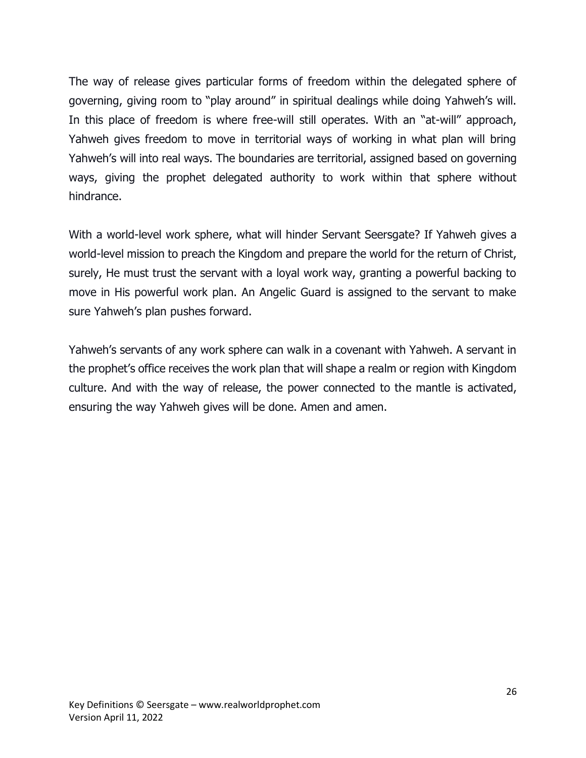The way of release gives particular forms of freedom within the delegated sphere of governing, giving room to "play around" in spiritual dealings while doing Yahweh's will. In this place of freedom is where free-will still operates. With an "at-will" approach, Yahweh gives freedom to move in territorial ways of working in what plan will bring Yahweh's will into real ways. The boundaries are territorial, assigned based on governing ways, giving the prophet delegated authority to work within that sphere without hindrance.

With a world-level work sphere, what will hinder Servant Seersgate? If Yahweh gives a world-level mission to preach the Kingdom and prepare the world for the return of Christ, surely, He must trust the servant with a loyal work way, granting a powerful backing to move in His powerful work plan. An Angelic Guard is assigned to the servant to make sure Yahweh's plan pushes forward.

Yahweh's servants of any work sphere can walk in a covenant with Yahweh. A servant in the prophet's office receives the work plan that will shape a realm or region with Kingdom culture. And with the way of release, the power connected to the mantle is activated, ensuring the way Yahweh gives will be done. Amen and amen.